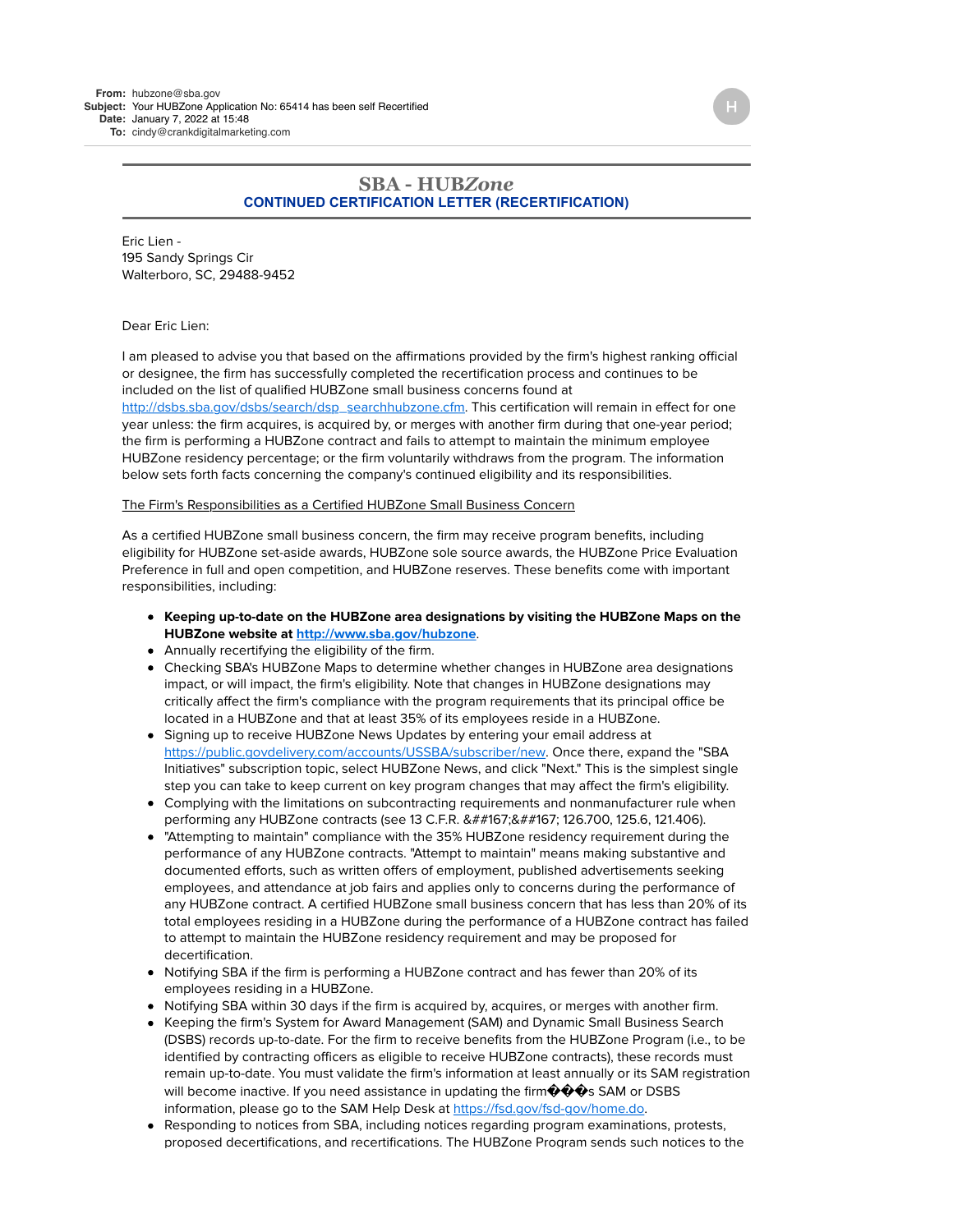**From:** hubzone@sba.gov
**Subject:** Your HUBZone Application No: 65414 has been self Recertified
**Date:** January 7, 2022 at 15:48
**To:** cindy@crankdigitalmarketing.com

H

# SBA - HUB*Zone*

## CONTINUED CERTIFICATION LETTER (RECERTIFICATION)

Eric Lien -
195 Sandy Springs Cir
Walterboro, SC, 29488-9452

Dear Eric Lien:

I am pleased to advise you that based on the affirmations provided by the firm's highest ranking official or designee, the firm has successfully completed the recertification process and continues to be included on the list of qualified HUBZone small business concerns found at http://dsbs.sba.gov/dsbs/search/dsp_searchhubzone.cfm. This certification will remain in effect for one year unless: the firm acquires, is acquired by, or merges with another firm during that one-year period; the firm is performing a HUBZone contract and fails to attempt to maintain the minimum employee HUBZone residency percentage; or the firm voluntarily withdraws from the program. The information below sets forth facts concerning the company's continued eligibility and its responsibilities.

The Firm's Responsibilities as a Certified HUBZone Small Business Concern

As a certified HUBZone small business concern, the firm may receive program benefits, including eligibility for HUBZone set-aside awards, HUBZone sole source awards, the HUBZone Price Evaluation Preference in full and open competition, and HUBZone reserves. These benefits come with important responsibilities, including:

- **Keeping up-to-date on the HUBZone area designations by visiting the HUBZone Maps on the HUBZone website at http://www.sba.gov/hubzone.**
- Annually recertifying the eligibility of the firm.
- Checking SBA's HUBZone Maps to determine whether changes in HUBZone area designations impact, or will impact, the firm's eligibility. Note that changes in HUBZone designations may critically affect the firm's compliance with the program requirements that its principal office be located in a HUBZone and that at least 35% of its employees reside in a HUBZone.
- Signing up to receive HUBZone News Updates by entering your email address at https://public.govdelivery.com/accounts/USSBA/subscriber/new. Once there, expand the "SBA Initiatives" subscription topic, select HUBZone News, and click "Next." This is the simplest single step you can take to keep current on key program changes that may affect the firm's eligibility.
- Complying with the limitations on subcontracting requirements and nonmanufacturer rule when performing any HUBZone contracts (see 13 C.F.R. &##167;&##167; 126.700, 125.6, 121.406).
- "Attempting to maintain" compliance with the 35% HUBZone residency requirement during the performance of any HUBZone contracts. "Attempt to maintain" means making substantive and documented efforts, such as written offers of employment, published advertisements seeking employees, and attendance at job fairs and applies only to concerns during the performance of any HUBZone contract. A certified HUBZone small business concern that has less than 20% of its total employees residing in a HUBZone during the performance of a HUBZone contract has failed to attempt to maintain the HUBZone residency requirement and may be proposed for decertification.
- Notifying SBA if the firm is performing a HUBZone contract and has fewer than 20% of its employees residing in a HUBZone.
- Notifying SBA within 30 days if the firm is acquired by, acquires, or merges with another firm.
- Keeping the firm's System for Award Management (SAM) and Dynamic Small Business Search (DSBS) records up-to-date. For the firm to receive benefits from the HUBZone Program (i.e., to be identified by contracting officers as eligible to receive HUBZone contracts), these records must remain up-to-date. You must validate the firm's information at least annually or its SAM registration will become inactive. If you need assistance in updating the firm���s SAM or DSBS information, please go to the SAM Help Desk at https://fsd.gov/fsd-gov/home.do.
- Responding to notices from SBA, including notices regarding program examinations, protests, proposed decertifications, and recertifications. The HUBZone Program sends such notices to the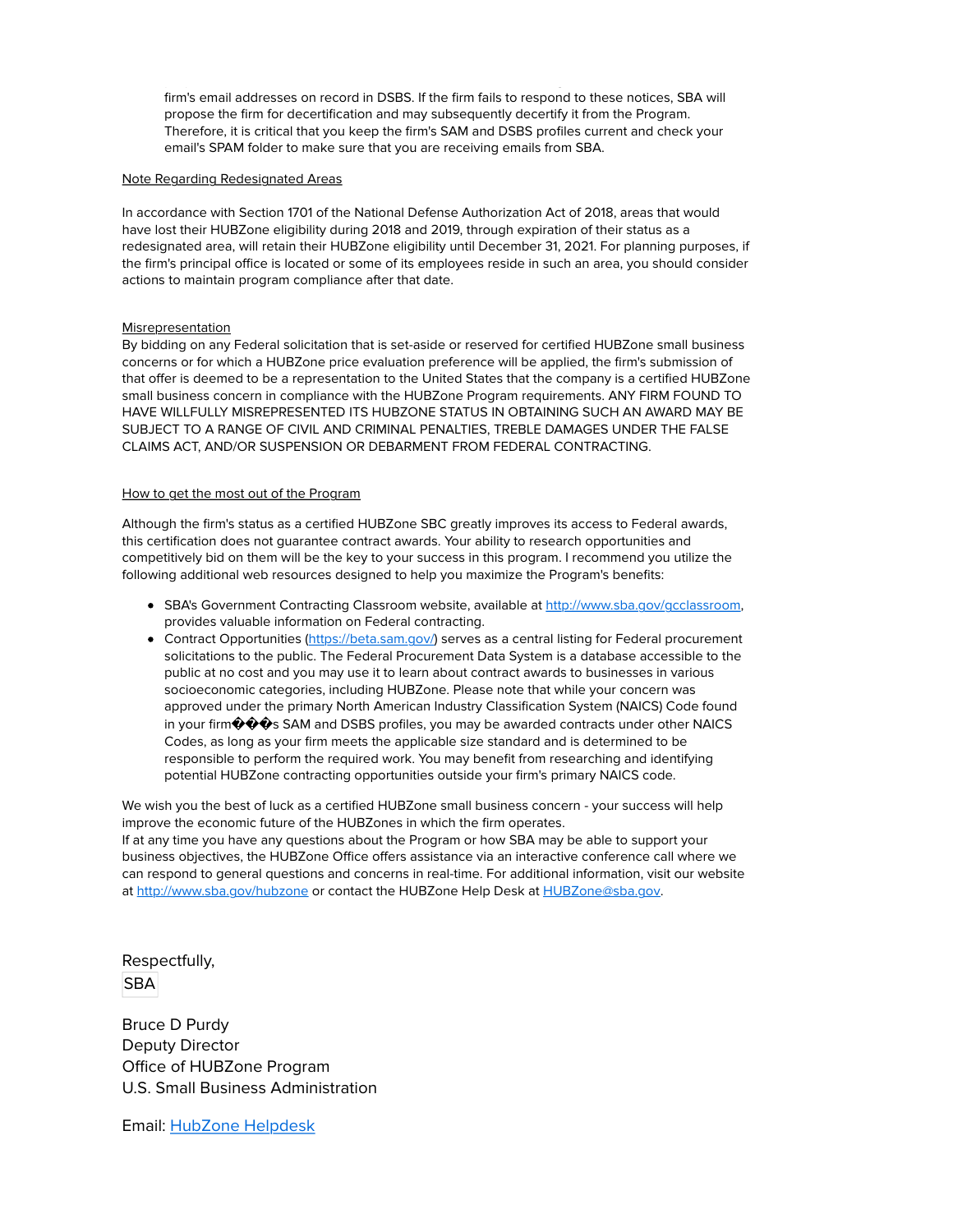firm's email addresses on record in DSBS. If the firm fails to respond to these notices, SBA will propose the firm for decertification and may subsequently decertify it from the Program. Therefore, it is critical that you keep the firm's SAM and DSBS profiles current and check your email's SPAM folder to make sure that you are receiving emails from SBA.

<u>Note Regarding Redesignated Areas</u>

In accordance with Section 1701 of the National Defense Authorization Act of 2018, areas that would have lost their HUBZone eligibility during 2018 and 2019, through expiration of their status as a redesignated area, will retain their HUBZone eligibility until December 31, 2021. For planning purposes, if the firm's principal office is located or some of its employees reside in such an area, you should consider actions to maintain program compliance after that date.

<u>Misrepresentation</u>

By bidding on any Federal solicitation that is set-aside or reserved for certified HUBZone small business concerns or for which a HUBZone price evaluation preference will be applied, the firm's submission of that offer is deemed to be a representation to the United States that the company is a certified HUBZone small business concern in compliance with the HUBZone Program requirements. ANY FIRM FOUND TO HAVE WILLFULLY MISREPRESENTED ITS HUBZONE STATUS IN OBTAINING SUCH AN AWARD MAY BE SUBJECT TO A RANGE OF CIVIL AND CRIMINAL PENALTIES, TREBLE DAMAGES UNDER THE FALSE CLAIMS ACT, AND/OR SUSPENSION OR DEBARMENT FROM FEDERAL CONTRACTING.

<u>How to get the most out of the Program</u>

Although the firm's status as a certified HUBZone SBC greatly improves its access to Federal awards, this certification does not guarantee contract awards. Your ability to research opportunities and competitively bid on them will be the key to your success in this program. I recommend you utilize the following additional web resources designed to help you maximize the Program's benefits:

- SBA's Government Contracting Classroom website, available at [http://www.sba.gov/gcclassroom](http://www.sba.gov/gcclassroom), provides valuable information on Federal contracting.
- Contract Opportunities ([https://beta.sam.gov/](https://beta.sam.gov/)) serves as a central listing for Federal procurement solicitations to the public. The Federal Procurement Data System is a database accessible to the public at no cost and you may use it to learn about contract awards to businesses in various socioeconomic categories, including HUBZone. Please note that while your concern was approved under the primary North American Industry Classification System (NAICS) Code found in your firm���s SAM and DSBS profiles, you may be awarded contracts under other NAICS Codes, as long as your firm meets the applicable size standard and is determined to be responsible to perform the required work. You may benefit from researching and identifying potential HUBZone contracting opportunities outside your firm's primary NAICS code.

We wish you the best of luck as a certified HUBZone small business concern - your success will help improve the economic future of the HUBZones in which the firm operates.
If at any time you have any questions about the Program or how SBA may be able to support your business objectives, the HUBZone Office offers assistance via an interactive conference call where we can respond to general questions and concerns in real-time. For additional information, visit our website at [http://www.sba.gov/hubzone](http://www.sba.gov/hubzone) or contact the HUBZone Help Desk at [HUBZone@sba.gov](mailto:HUBZone@sba.gov).

Respectfully,
SBA

Bruce D Purdy
Deputy Director
Office of HUBZone Program
U.S. Small Business Administration

Email: [HubZone Helpdesk](mailto:HUBZone@sba.gov)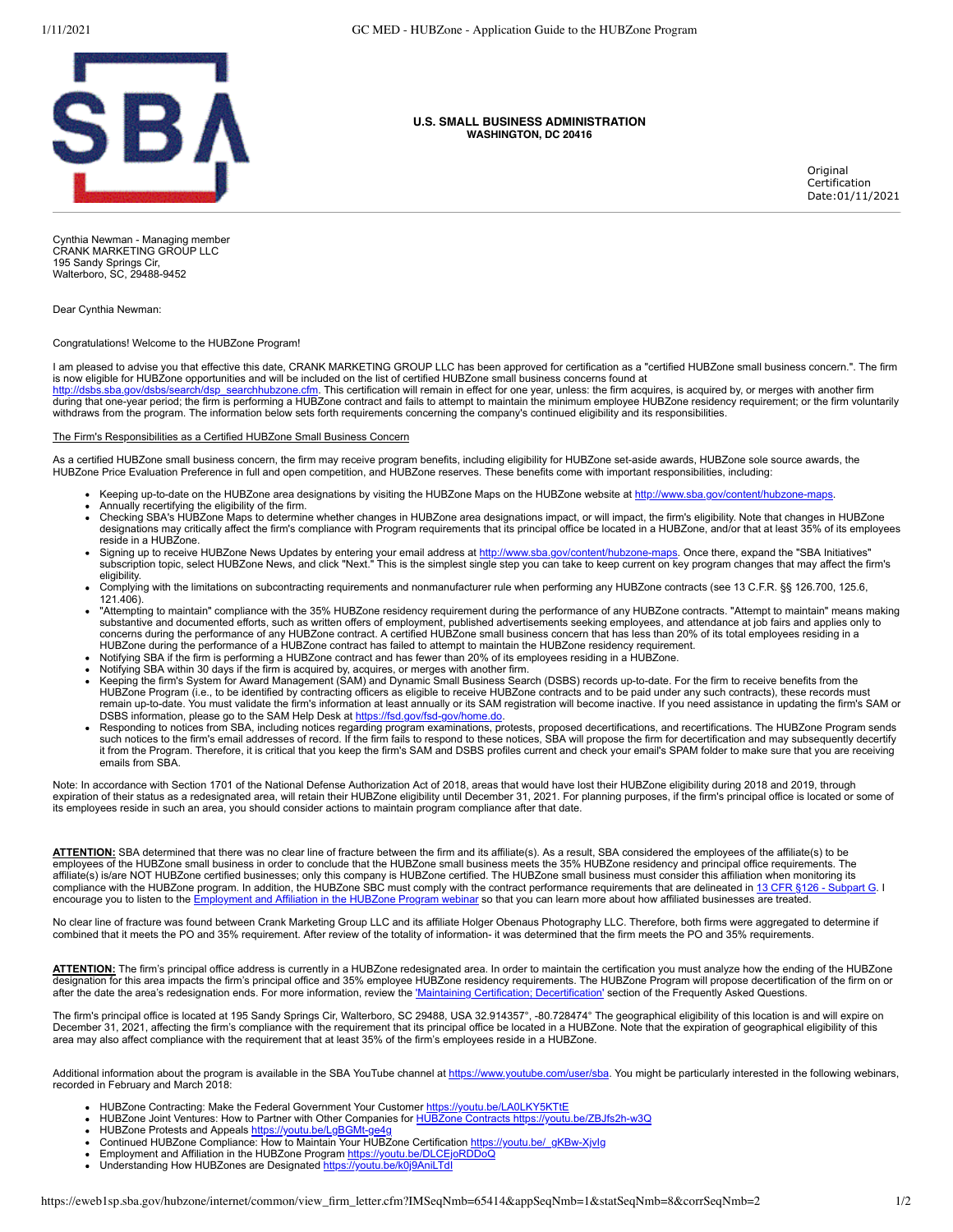**U.S. SMALL BUSINESS ADMINISTRATION**
**WASHINGTON, DC 20416**

Original Certification Date:01/11/2021

Cynthia Newman - Managing member
CRANK MARKETING GROUP LLC
195 Sandy Springs Cir,
Walterboro, SC, 29488-9452

Dear Cynthia Newman:

Congratulations! Welcome to the HUBZone Program!

I am pleased to advise you that effective this date, CRANK MARKETING GROUP LLC has been approved for certification as a "certified HUBZone small business concern.". The firm is now eligible for HUBZone opportunities and will be included on the list of certified HUBZone small business concerns found at http://dsbs.sba.gov/dsbs/search/dsp_searchhubzone.cfm. This certification will remain in effect for one year, unless: the firm acquires, is acquired by, or merges with another firm during that one-year period; the firm is performing a HUBZone contract and fails to attempt to maintain the minimum employee HUBZone residency requirement; or the firm voluntarily withdraws from the program. The information below sets forth requirements concerning the company's continued eligibility and its responsibilities.

The Firm's Responsibilities as a Certified HUBZone Small Business Concern

As a certified HUBZone small business concern, the firm may receive program benefits, including eligibility for HUBZone set-aside awards, HUBZone sole source awards, the HUBZone Price Evaluation Preference in full and open competition, and HUBZone reserves. These benefits come with important responsibilities, including:

- Keeping up-to-date on the HUBZone area designations by visiting the HUBZone Maps on the HUBZone website at http://www.sba.gov/content/hubzone-maps.
- Annually recertifying the eligibility of the firm.
- Checking SBA's HUBZone Maps to determine whether changes in HUBZone area designations impact, or will impact, the firm's eligibility. Note that changes in HUBZone designations may critically affect the firm's compliance with Program requirements that its principal office be located in a HUBZone, and/or that at least 35% of its employees reside in a HUBZone.
- Signing up to receive HUBZone News Updates by entering your email address at http://www.sba.gov/content/hubzone-maps. Once there, expand the "SBA Initiatives" subscription topic, select HUBZone News, and click "Next." This is the simplest single step you can take to keep current on key program changes that may affect the firm's eligibility.
- Complying with the limitations on subcontracting requirements and nonmanufacturer rule when performing any HUBZone contracts (see 13 C.F.R. §§ 126.700, 125.6, 121.406).
- "Attempting to maintain" compliance with the 35% HUBZone residency requirement during the performance of any HUBZone contracts. "Attempt to maintain" means making substantive and documented efforts, such as written offers of employment, published advertisements seeking employees, and attendance at job fairs and applies only to concerns during the performance of any HUBZone contract. A certified HUBZone small business concern that has less than 20% of its total employees residing in a HUBZone during the performance of a HUBZone contract has failed to attempt to maintain the HUBZone residency requirement.
- Notifying SBA if the firm is performing a HUBZone contract and has fewer than 20% of its employees residing in a HUBZone.
- Notifying SBA within 30 days if the firm is acquired by, acquires, or merges with another firm.
- Keeping the firm's System for Award Management (SAM) and Dynamic Small Business Search (DSBS) records up-to-date. For the firm to receive benefits from the HUBZone Program (i.e., to be identified by contracting officers as eligible to receive HUBZone contracts and to be paid under any such contracts), these records must remain up-to-date. You must validate the firm's information at least annually or its SAM registration will become inactive. If you need assistance in updating the firm's SAM or DSBS information, please go to the SAM Help Desk at https://fsd.gov/fsd-gov/home.do.
- Responding to notices from SBA, including notices regarding program examinations, protests, proposed decertifications, and recertifications. The HUBZone Program sends such notices to the firm's email addresses of record. If the firm fails to respond to these notices, SBA will propose the firm for decertification and may subsequently decertify it from the Program. Therefore, it is critical that you keep the firm's SAM and DSBS profiles current and check your email's SPAM folder to make sure that you are receiving emails from SBA.

Note: In accordance with Section 1701 of the National Defense Authorization Act of 2018, areas that would have lost their HUBZone eligibility during 2018 and 2019, through expiration of their status as a redesignated area, will retain their HUBZone eligibility until December 31, 2021. For planning purposes, if the firm's principal office is located or some of its employees reside in such an area, you should consider actions to maintain program compliance after that date.

**ATTENTION:** SBA determined that there was no clear line of fracture between the firm and its affiliate(s). As a result, SBA considered the employees of the affiliate(s) to be employees of the HUBZone small business in order to conclude that the HUBZone small business meets the 35% HUBZone residency and principal office requirements. The affiliate(s) is/are NOT HUBZone certified businesses; only this company is HUBZone certified. The HUBZone small business must consider this affiliation when monitoring its compliance with the HUBZone program. In addition, the HUBZone SBC must comply with the contract performance requirements that are delineated in 13 CFR §126 - Subpart G. I encourage you to listen to the Employment and Affiliation in the HUBZone Program webinar so that you can learn more about how affiliated businesses are treated.

No clear line of fracture was found between Crank Marketing Group LLC and its affiliate Holger Obenaus Photography LLC. Therefore, both firms were aggregated to determine if combined that it meets the PO and 35% requirement. After review of the totality of information- it was determined that the firm meets the PO and 35% requirements.

**ATTENTION:** The firm's principal office address is currently in a HUBZone redesignated area. In order to maintain the certification you must analyze how the ending of the HUBZone designation for this area impacts the firm's principal office and 35% employee HUBZone residency requirements. The HUBZone Program will propose decertification of the firm on or after the date the area's redesignation ends. For more information, review the 'Maintaining Certification; Decertification' section of the Frequently Asked Questions.

The firm's principal office is located at 195 Sandy Springs Cir, Walterboro, SC 29488, USA 32.914357°, -80.728474° The geographical eligibility of this location is and will expire on December 31, 2021, affecting the firm's compliance with the requirement that its principal office be located in a HUBZone. Note that the expiration of geographical eligibility of this area may also affect compliance with the requirement that at least 35% of the firm's employees reside in a HUBZone.

Additional information about the program is available in the SBA YouTube channel at https://www.youtube.com/user/sba. You might be particularly interested in the following webinars, recorded in February and March 2018:

- HUBZone Contracting: Make the Federal Government Your Customer https://youtu.be/LA0LKY5KTtE
- HUBZone Joint Ventures: How to Partner with Other Companies for HUBZone Contracts https://youtu.be/ZBJfs2h-w3Q
- HUBZone Protests and Appeals https://youtu.be/LgBGMt-ge4g
- Continued HUBZone Compliance: How to Maintain Your HUBZone Certification https://youtu.be/_gKBw-XjvIg
- Employment and Affiliation in the HUBZone Program https://youtu.be/DLCEjoRDDoQ
- Understanding How HUBZones are Designated https://youtu.be/k0j9AniLTdI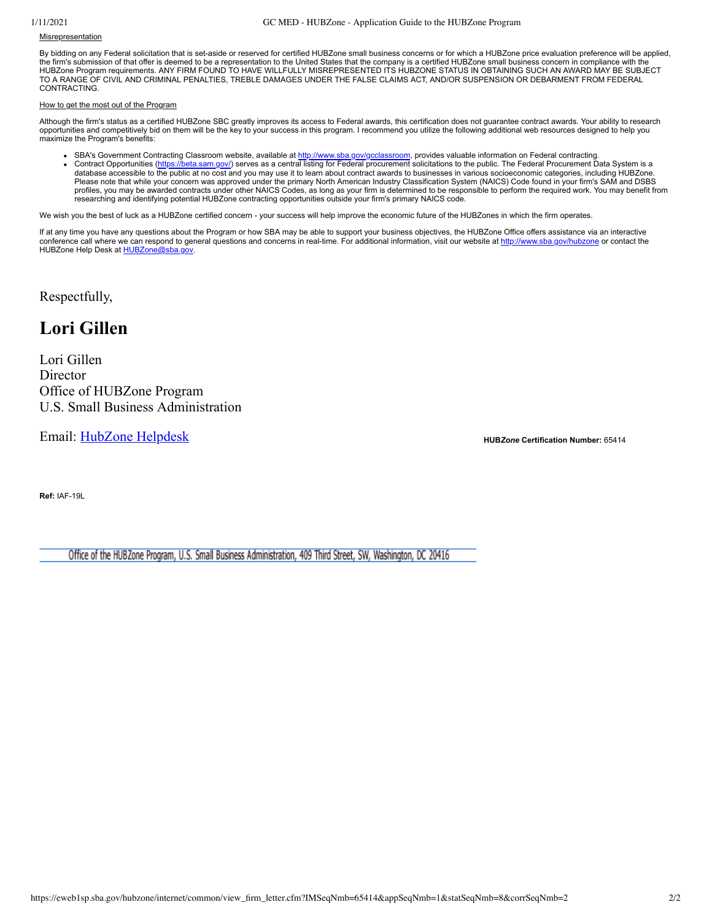Misrepresentation

By bidding on any Federal solicitation that is set-aside or reserved for certified HUBZone small business concerns or for which a HUBZone price evaluation preference will be applied, the firm's submission of that offer is deemed to be a representation to the United States that the company is a certified HUBZone small business concern in compliance with the HUBZone Program requirements. ANY FIRM FOUND TO HAVE WILLFULLY MISREPRESENTED ITS HUBZONE STATUS IN OBTAINING SUCH AN AWARD MAY BE SUBJECT TO A RANGE OF CIVIL AND CRIMINAL PENALTIES, TREBLE DAMAGES UNDER THE FALSE CLAIMS ACT, AND/OR SUSPENSION OR DEBARMENT FROM FEDERAL CONTRACTING.

How to get the most out of the Program

Although the firm's status as a certified HUBZone SBC greatly improves its access to Federal awards, this certification does not guarantee contract awards. Your ability to research opportunities and competitively bid on them will be the key to your success in this program. I recommend you utilize the following additional web resources designed to help you maximize the Program's benefits:

- SBA's Government Contracting Classroom website, available at http://www.sba.gov/gcclassroom, provides valuable information on Federal contracting.
- Contract Opportunities (https://beta.sam.gov/) serves as a central listing for Federal procurement solicitations to the public. The Federal Procurement Data System is a database accessible to the public at no cost and you may use it to learn about contract awards to businesses in various socioeconomic categories, including HUBZone. Please note that while your concern was approved under the primary North American Industry Classification System (NAICS) Code found in your firm's SAM and DSBS profiles, you may be awarded contracts under other NAICS Codes, as long as your firm is determined to be responsible to perform the required work. You may benefit from researching and identifying potential HUBZone contracting opportunities outside your firm's primary NAICS code.

We wish you the best of luck as a HUBZone certified concern - your success will help improve the economic future of the HUBZones in which the firm operates.

If at any time you have any questions about the Program or how SBA may be able to support your business objectives, the HUBZone Office offers assistance via an interactive conference call where we can respond to general questions and concerns in real-time. For additional information, visit our website at http://www.sba.gov/hubzone or contact the HUBZone Help Desk at HUBZone@sba.gov.

Respectfully,

**Lori Gillen**

Lori Gillen
Director
Office of HUBZone Program
U.S. Small Business Administration

Email: HubZone Helpdesk

**HUB*Zone* Certification Number:** 65414

**Ref:** IAF-19L

Office of the HUBZone Program, U.S. Small Business Administration, 409 Third Street, SW, Washington, DC 20416